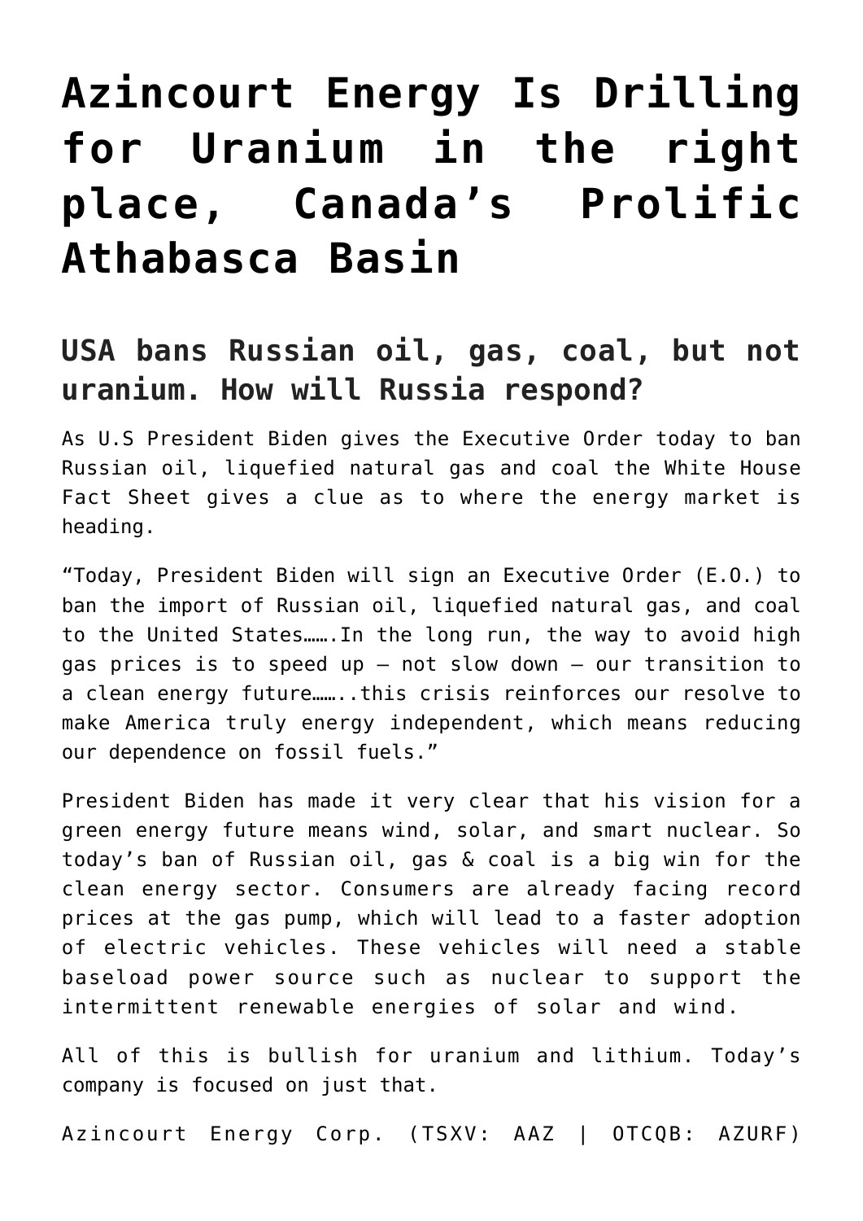# Azincourt Energy Is Drilling for Uranium in the right place, Canada's Prolific Athabasca Basin

## USA bans Russian oil, gas, coal, but not uranium. How will Russia respond?

As U.S President Biden gives the Executive Order today to ban Russian oil, liquefied natural gas and coal the White House Fact Sheet gives a clue as to where the energy market is heading.

"Today, President Biden will sign an Executive Order (E.O.) to ban the import of Russian oil, liquefied natural gas, and coal to the United States…….In the long run, the way to avoid high gas prices is to speed up – not slow down – our transition to a clean energy future……..this crisis reinforces our resolve to make America truly energy independent, which means reducing our dependence on fossil fuels."

President Biden has made it very clear that his vision for a green energy future means wind, solar, and smart nuclear. So today's ban of Russian oil, gas & coal is a big win for the clean energy sector. Consumers are already facing record prices at the gas pump, which will lead to a faster adoption of electric vehicles. These vehicles will need a stable baseload power source such as nuclear to support the intermittent renewable energies of solar and wind.

All of this is bullish for uranium and lithium. Today's company is focused on just that.

Azincourt Energy Corp. (TSXV: AAZ | OTCQB: AZURF)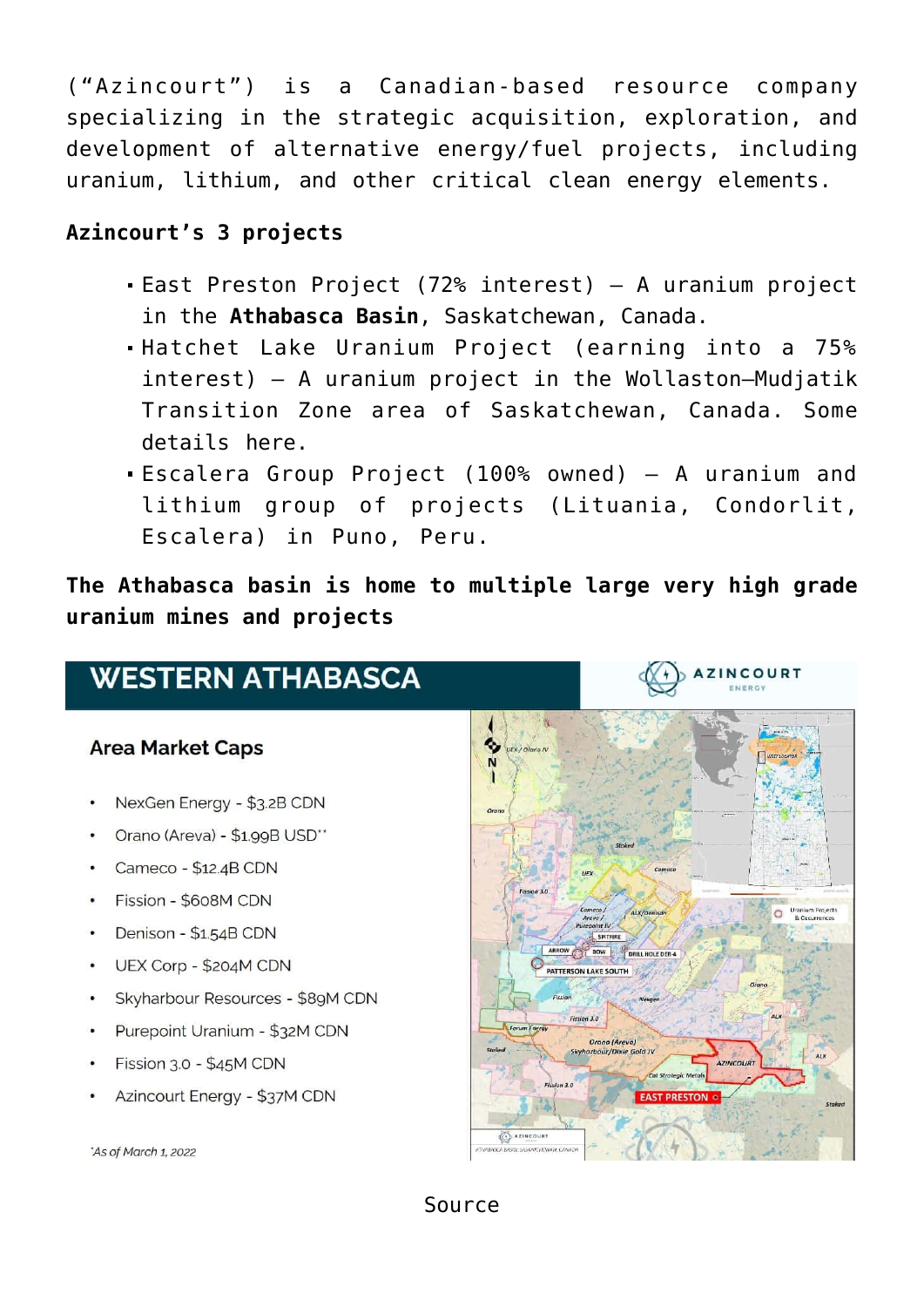("Azincourt") is a Canadian-based resource company specializing in the strategic acquisition, exploration, and development of alternative energy/fuel projects, including uranium, lithium, and other critical clean energy elements.

**Azincourt's 3 projects**

- East Preston Project (72% interest) – A uranium project in the **Athabasca Basin**, Saskatchewan, Canada.
- Hatchet Lake Uranium Project (earning into a 75% interest) – A uranium project in the Wollaston–Mudjatik Transition Zone area of Saskatchewan, Canada. Some details here.
- Escalera Group Project (100% owned) – A uranium and lithium group of projects (Lituania, Condorlit, Escalera) in Puno, Peru.

**The Athabasca basin is home to multiple large very high grade uranium mines and projects**

## WESTERN ATHABASCA

AZINCOURT ENERGY

### Area Market Caps

- NexGen Energy - $3.2B CDN
- Orano (Areva) - $1.99B USD**
- Cameco - $12.4B CDN
- Fission - $608M CDN
- Denison - $1.54B CDN
- UEX Corp - $204M CDN
- Skyharbour Resources - $89M CDN
- Purepoint Uranium - $32M CDN
- Fission 3.0 - $45M CDN
- Azincourt Energy - $37M CDN

*As of March 1, 2022

Source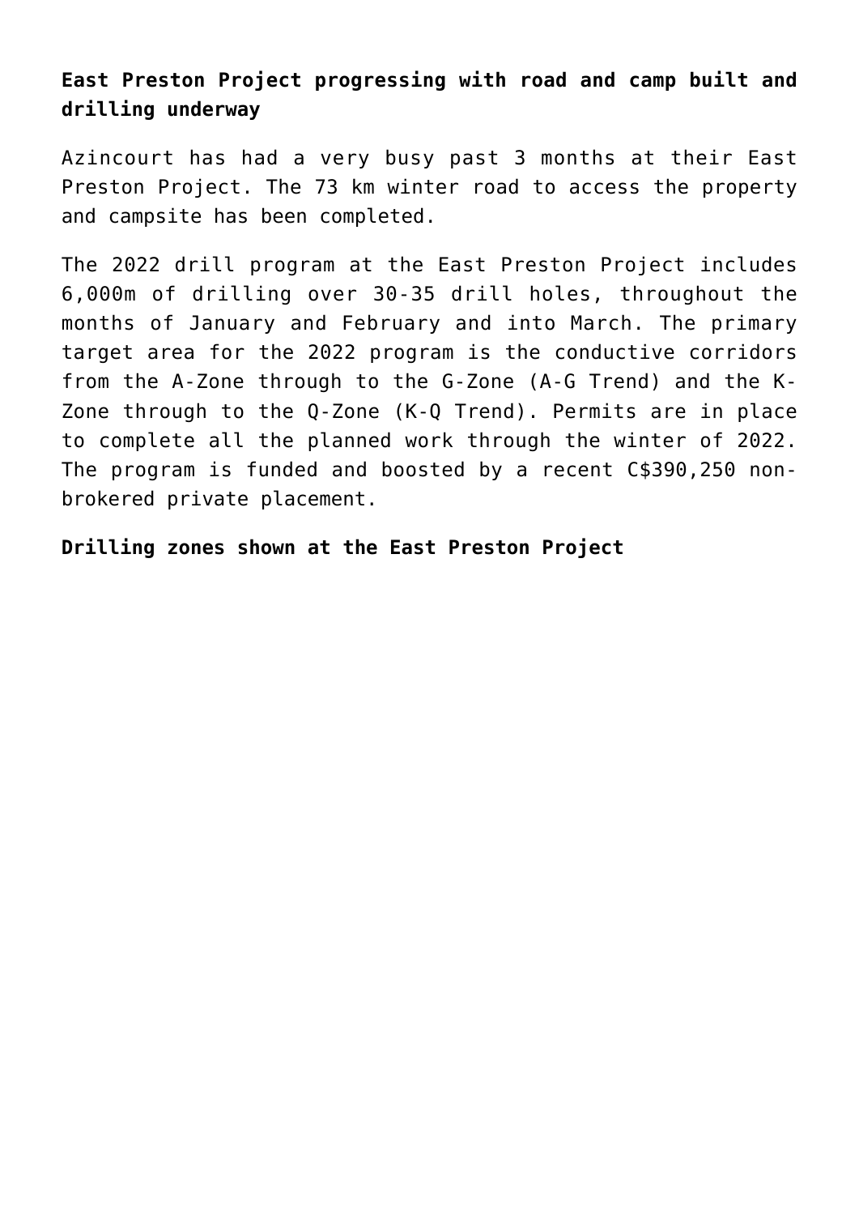**East Preston Project progressing with road and camp built and drilling underway**

Azincourt has had a very busy past 3 months at their East Preston Project. The 73 km winter road to access the property and campsite has been completed.

The 2022 drill program at the East Preston Project includes 6,000m of drilling over 30-35 drill holes, throughout the months of January and February and into March. The primary target area for the 2022 program is the conductive corridors from the A-Zone through to the G-Zone (A-G Trend) and the K-Zone through to the Q-Zone (K-Q Trend). Permits are in place to complete all the planned work through the winter of 2022. The program is funded and boosted by a recent C$390,250 non-brokered private placement.

**Drilling zones shown at the East Preston Project**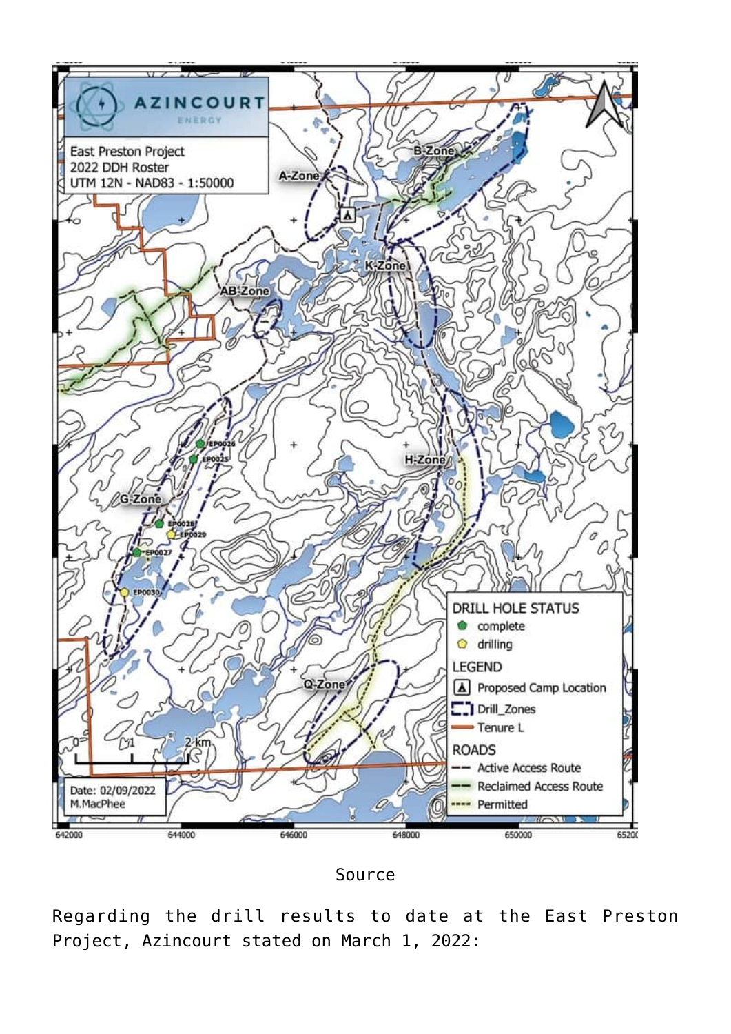Source

Regarding the drill results to date at the East Preston Project, Azincourt stated on March 1, 2022: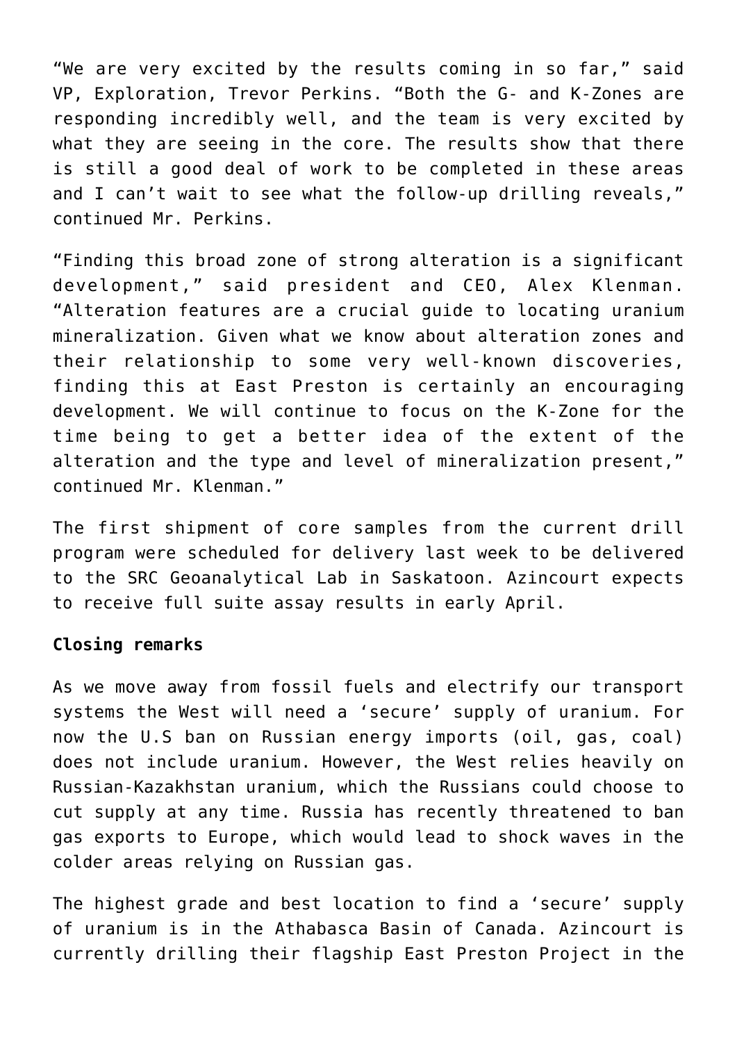"We are very excited by the results coming in so far," said VP, Exploration, Trevor Perkins. "Both the G- and K-Zones are responding incredibly well, and the team is very excited by what they are seeing in the core. The results show that there is still a good deal of work to be completed in these areas and I can't wait to see what the follow-up drilling reveals," continued Mr. Perkins.

"Finding this broad zone of strong alteration is a significant development," said president and CEO, Alex Klenman. "Alteration features are a crucial guide to locating uranium mineralization. Given what we know about alteration zones and their relationship to some very well-known discoveries, finding this at East Preston is certainly an encouraging development. We will continue to focus on the K-Zone for the time being to get a better idea of the extent of the alteration and the type and level of mineralization present," continued Mr. Klenman."

The first shipment of core samples from the current drill program were scheduled for delivery last week to be delivered to the SRC Geoanalytical Lab in Saskatoon. Azincourt expects to receive full suite assay results in early April.

**Closing remarks**

As we move away from fossil fuels and electrify our transport systems the West will need a 'secure' supply of uranium. For now the U.S ban on Russian energy imports (oil, gas, coal) does not include uranium. However, the West relies heavily on Russian-Kazakhstan uranium, which the Russians could choose to cut supply at any time. Russia has recently threatened to ban gas exports to Europe, which would lead to shock waves in the colder areas relying on Russian gas.

The highest grade and best location to find a 'secure' supply of uranium is in the Athabasca Basin of Canada. Azincourt is currently drilling their flagship East Preston Project in the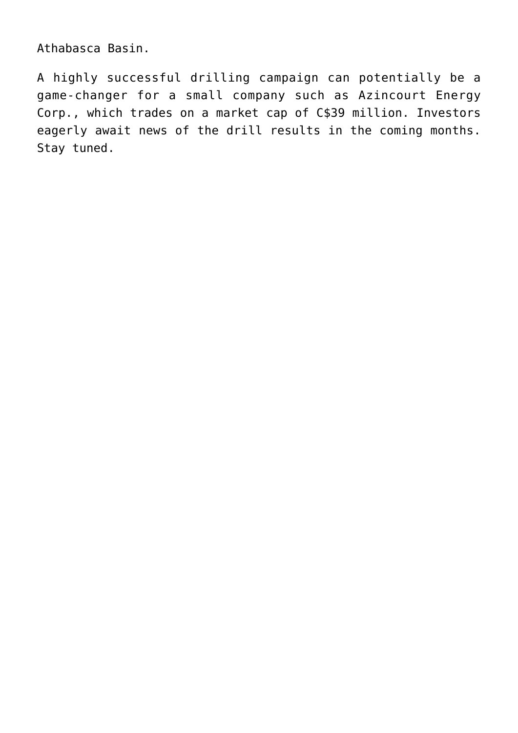Athabasca Basin.

A highly successful drilling campaign can potentially be a game-changer for a small company such as Azincourt Energy Corp., which trades on a market cap of C$39 million. Investors eagerly await news of the drill results in the coming months. Stay tuned.